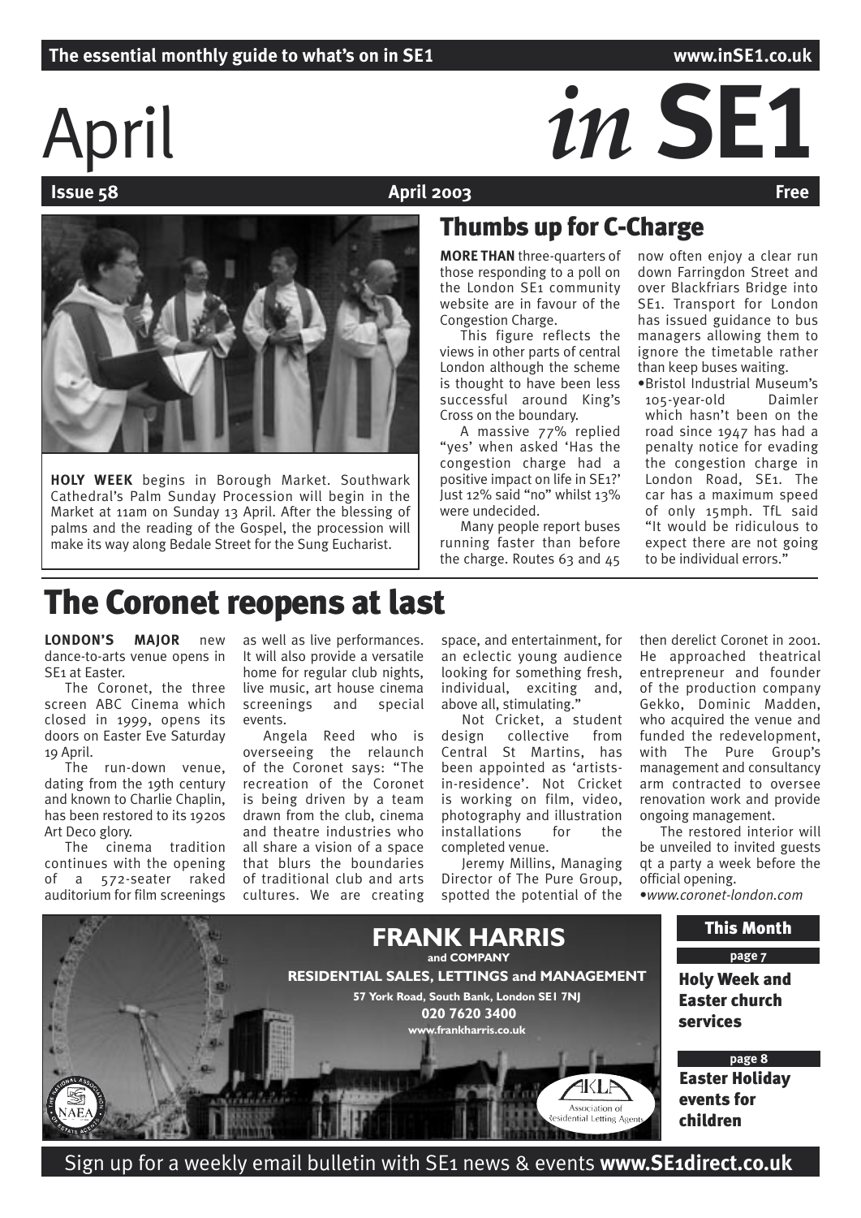The essential monthly guide to what's on in SE1 — www.inSE1.co.uk

# April *in* SE1

**Issue 58** — April 2003 — **Free**

**HOLY WEEK** begins in Borough Market. Southwark Cathedral's Palm Sunday Procession will begin in the Market at 11am on Sunday 13 April. After the blessing of palms and the reading of the Gospel, the procession will make its way along Bedale Street for the Sung Eucharist.

## Thumbs up for C-Charge

**MORE THAN** three-quarters of those responding to a poll on the London SE1 community website are in favour of the Congestion Charge.

This figure reflects the views in other parts of central London although the scheme is thought to have been less successful around King's Cross on the boundary.

A massive 77% replied "yes' when asked 'Has the congestion charge had a positive impact on life in SE1?' Just 12% said "no" whilst 13% were undecided.

Many people report buses running faster than before the charge. Routes 63 and 45 now often enjoy a clear run down Farringdon Street and over Blackfriars Bridge into SE1. Transport for London has issued guidance to bus managers allowing them to ignore the timetable rather than keep buses waiting.

- Bristol Industrial Museum's 105-year-old Daimler which hasn't been on the road since 1947 has had a penalty notice for evading the congestion charge in London Road, SE1. The car has a maximum speed of only 15mph. TfL said "It would be ridiculous to expect there are not going to be individual errors."

# The Coronet reopens at last

**LONDON'S MAJOR** new dance-to-arts venue opens in SE1 at Easter.

The Coronet, the three screen ABC Cinema which closed in 1999, opens its doors on Easter Eve Saturday 19 April.

The run-down venue, dating from the 19th century and known to Charlie Chaplin, has been restored to its 1920s Art Deco glory.

The cinema tradition continues with the opening of a 572-seater raked auditorium for film screenings as well as live performances. It will also provide a versatile home for regular club nights, live music, art house cinema screenings and special events.

Angela Reed who is overseeing the relaunch of the Coronet says: "The recreation of the Coronet is being driven by a team drawn from the club, cinema and theatre industries who all share a vision of a space that blurs the boundaries of traditional club and arts cultures. We are creating space, and entertainment, for an eclectic young audience looking for something fresh, individual, exciting and, above all, stimulating."

Not Cricket, a student design collective from Central St Martins, has been appointed as 'artists-in-residence'. Not Cricket is working on film, video, photography and illustration installations for the completed venue.

Jeremy Millins, Managing Director of The Pure Group, spotted the potential of the then derelict Coronet in 2001. He approached theatrical entrepreneur and founder of the production company Gekko, Dominic Madden, who acquired the venue and funded the redevelopment, with The Pure Group's management and consultancy arm contracted to oversee renovation work and provide ongoing management.

The restored interior will be unveiled to invited guests qt a party a week before the official opening.

- *www.coronet-london.com*

**FRANK HARRIS and COMPANY**
RESIDENTIAL SALES, LETTINGS and MANAGEMENT
57 York Road, South Bank, London SE1 7NJ
020 7620 3400
www.frankharris.co.uk

### This Month

**page 7**
**Holy Week and Easter church services**

**page 8**
**Easter Holiday events for children**

Sign up for a weekly email bulletin with SE1 news & events **www.SE1direct.co.uk**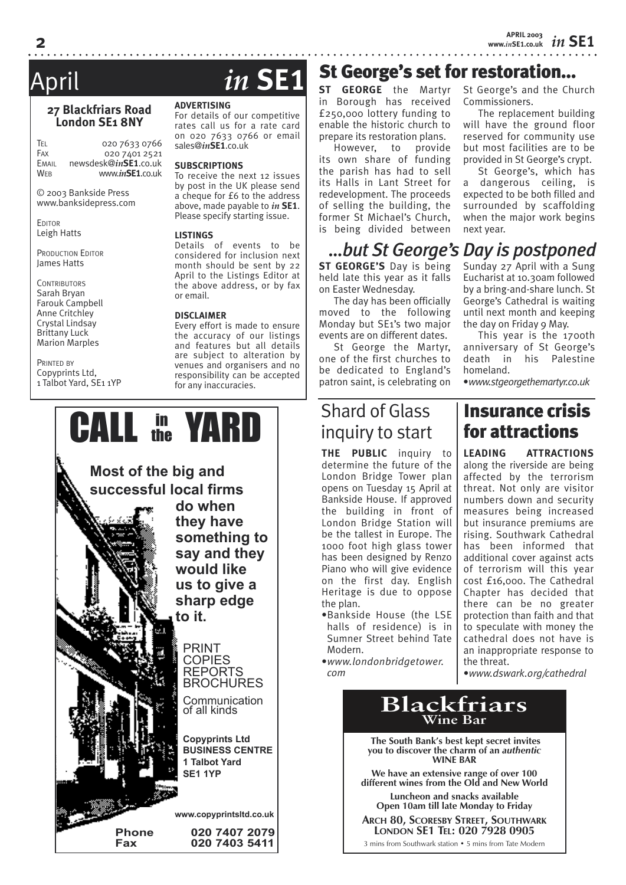# April *in* SE1

**27 Blackfriars Road**
**London SE1 8NY**

TEL 020 7633 0766
FAX 020 7401 2521
EMAIL newsdesk@*in*SE1.co.uk
WEB www.*in*SE1.co.uk

© 2003 Bankside Press
www.banksidepress.com

EDITOR
Leigh Hatts

PRODUCTION EDITOR
James Hatts

CONTRIBUTORS
Sarah Bryan
Farouk Campbell
Anne Critchley
Crystal Lindsay
Brittany Luck
Marion Marples

PRINTED BY
Copyprints Ltd,
1 Talbot Yard, SE1 1YP

**ADVERTISING**
For details of our competitive rates call us for a rate card on 020 7633 0766 or email sales@*in*SE1.co.uk

**SUBSCRIPTIONS**
To receive the next 12 issues by post in the UK please send a cheque for £6 to the address above, made payable to *in* SE1. Please specify starting issue.

**LISTINGS**
Details of events to be considered for inclusion next month should be sent by 22 April to the Listings Editor at the above address, or by fax or email.

**DISCLAIMER**
Every effort is made to ensure the accuracy of our listings and features but all details are subject to alteration by venues and organisers and no responsibility can be accepted for any inaccuracies.

CALL in the YARD

**Most of the big and successful local firms do when they have something to say and they would like us to give a sharp edge to it.**

PRINT
COPIES
REPORTS
BROCHURES
Communication of all kinds

**Copyprints Ltd**
**BUSINESS CENTRE**
**1 Talbot Yard**
**SE1 1YP**

**www.copyprintsltd.co.uk**

**Phone 020 7407 2079**
**Fax 020 7403 5411**

## St George's set for restoration...

**ST GEORGE** the Martyr in Borough has received £250,000 lottery funding to enable the historic church to prepare its restoration plans.

However, to provide its own share of funding the parish has had to sell its Halls in Lant Street for redevelopment. The proceeds of selling the building, the former St Michael's Church, is being divided between St George's and the Church Commissioners.

The replacement building will have the ground floor reserved for community use but most facilities are to be provided in St George's crypt.

St George's, which has a dangerous ceiling, is expected to be both filled and surrounded by scaffolding when the major work begins next year.

## *...but St George's Day is postponed*

**ST GEORGE'S** Day is being held late this year as it falls on Easter Wednesday.

The day has been officially moved to the following Monday but SE1's two major events are on different dates.

St George the Martyr, one of the first churches to be dedicated to England's patron saint, is celebrating on Sunday 27 April with a Sung Eucharist at 10.30am followed by a bring-and-share lunch. St George's Cathedral is waiting until next month and keeping the day on Friday 9 May.

This year is the 1700th anniversary of St George's death in his Palestine homeland.

•*www.stgeorgethemartyr.co.uk*

## Shard of Glass inquiry to start

**THE PUBLIC** inquiry to determine the future of the London Bridge Tower plan opens on Tuesday 15 April at Bankside House. If approved the building in front of London Bridge Station will be the tallest in Europe. The 1000 foot high glass tower has been designed by Renzo Piano who will give evidence on the first day. English Heritage is due to oppose the plan.

- Bankside House (the LSE halls of residence) is in Sumner Street behind Tate Modern.
- *www.londonbridgetower.com*

## Insurance crisis for attractions

**LEADING ATTRACTIONS** along the riverside are being affected by the terrorism threat. Not only are visitor numbers down and security measures being increased but insurance premiums are rising. Southwark Cathedral has been informed that additional cover against acts of terrorism will this year cost £16,000. The Cathedral Chapter has decided that there can be no greater protection than faith and that to speculate with money the cathedral does not have is an inappropriate response to the threat.

•*www.dswark.org/cathedral*

**Blackfriars**
**Wine Bar**

**The South Bank's best kept secret invites you to discover the charm of an *authentic* WINE BAR**

**We have an extensive range of over 100 different wines from the Old and New World**

**Luncheon and snacks available**
**Open 10am till late Monday to Friday**

**ARCH 80, SCORESBY STREET, SOUTHWARK LONDON SE1 TEL: 020 7928 0905**

3 mins from Southwark station • 5 mins from Tate Modern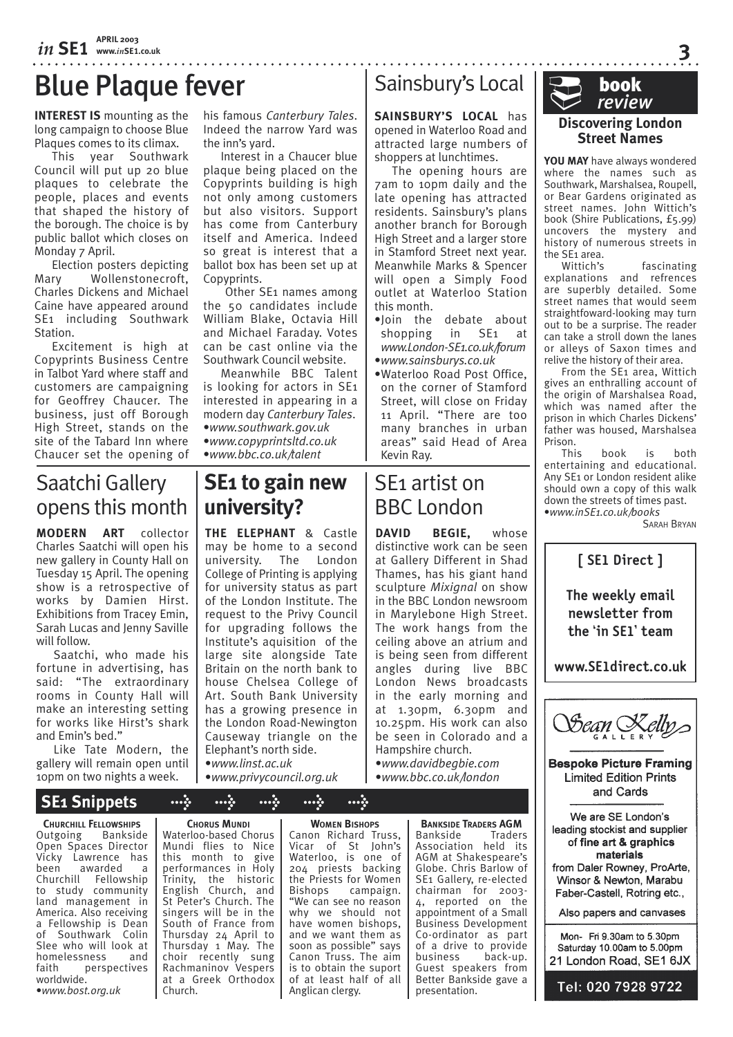# Blue Plaque fever

**INTEREST IS** mounting as the long campaign to choose Blue Plaques comes to its climax.

This year Southwark Council will put up 20 blue plaques to celebrate the people, places and events that shaped the history of the borough. The choice is by public ballot which closes on Monday 7 April.

Election posters depicting Mary Wollenstonecroft, Charles Dickens and Michael Caine have appeared around SE1 including Southwark Station.

Excitement is high at Copyprints Business Centre in Talbot Yard where staff and customers are campaigning for Geoffrey Chaucer. The business, just off Borough High Street, stands on the site of the Tabard Inn where Chaucer set the opening of his famous *Canterbury Tales*. Indeed the narrow Yard was the inn's yard.

Interest in a Chaucer blue plaque being placed on the Copyprints building is high not only among customers but also visitors. Support has come from Canterbury itself and America. Indeed so great is interest that a ballot box has been set up at Copyprints.

Other SE1 names among the 50 candidates include William Blake, Octavia Hill and Michael Faraday. Votes can be cast online via the Southwark Council website.

Meanwhile BBC Talent is looking for actors in SE1 interested in appearing in a modern day *Canterbury Tales*.

- *www.southwark.gov.uk*
- *www.copyprintsltd.co.uk*
- *www.bbc.co.uk/talent*

# Sainsbury's Local

**SAINSBURY'S LOCAL** has opened in Waterloo Road and attracted large numbers of shoppers at lunchtimes.

The opening hours are 7am to 10pm daily and the late opening has attracted residents. Sainsbury's plans another branch for Borough High Street and a larger store in Stamford Street next year. Meanwhile Marks & Spencer will open a Simply Food outlet at Waterloo Station this month.

- Join the debate about shopping in SE1 at *www.London-SE1.co.uk/forum*
- *www.sainsburys.co.uk*
- Waterloo Road Post Office, on the corner of Stamford Street, will close on Friday 11 April. "There are too many branches in urban areas" said Head of Area Kevin Ray.

# Saatchi Gallery opens this month

**MODERN ART** collector Charles Saatchi will open his new gallery in County Hall on Tuesday 15 April. The opening show is a retrospective of works by Damien Hirst. Exhibitions from Tracey Emin, Sarah Lucas and Jenny Saville will follow.

Saatchi, who made his fortune in advertising, has said: "The extraordinary rooms in County Hall will make an interesting setting for works like Hirst's shark and Emin's bed."

Like Tate Modern, the gallery will remain open until 10pm on two nights a week.

# SE1 to gain new university?

**THE ELEPHANT** & Castle may be home to a second university. The London College of Printing is applying for university status as part of the London Institute. The request to the Privy Council for upgrading follows the Institute's aquisition of the large site alongside Tate Britain on the north bank to house Chelsea College of Art. South Bank University has a growing presence in the London Road-Newington Causeway triangle on the Elephant's north side.

- *www.linst.ac.uk*
- *www.privycouncil.org.uk*

# SE1 artist on BBC London

**DAVID BEGIE,** whose distinctive work can be seen at Gallery Different in Shad Thames, has his giant hand sculpture *Mixignal* on show in the BBC London newsroom in Marylebone High Street. The work hangs from the ceiling above an atrium and is being seen from different angles during live BBC London News broadcasts in the early morning and at 1.30pm, 6.30pm and 10.25pm. His work can also be seen in Colorado and a Hampshire church.

- *www.davidbegbie.com*
- *www.bbc.co.uk/london*

## book review

### Discovering London Street Names

**YOU MAY** have always wondered where the names such as Southwark, Marshalsea, Roupell, or Bear Gardens originated as street names. John Wittich's book (Shire Publications, £5.99) uncovers the mystery and history of numerous streets in the SE1 area.

Wittich's fascinating explanations and refrences are superbly detailed. Some street names that would seem straightfoward-looking may turn out to be a surprise. The reader can take a stroll down the lanes or alleys of Saxon times and relive the history of their area.

From the SE1 area, Wittich gives an enthralling account of the origin of Marshalsea Road, which was named after the prison in which Charles Dickens' father was housed, Marshalsea Prison.

This book is both entertaining and educational. Any SE1 or London resident alike should own a copy of this walk down the streets of times past.

- *www.inSE1.co.uk/books*

SARAH BRYAN

**[ SE1 Direct ]**

The weekly email newsletter from the 'in SE1' team

www.SE1direct.co.uk

Sean Kelly GALLERY

**Bespoke Picture Framing**
Limited Edition Prints and Cards

We are SE London's leading stockist and supplier of **fine art & graphics materials** from Daler Rowney, ProArte, Winsor & Newton, Marabu Faber-Castell, Rotring etc.,

Also papers and canvases

Mon- Fri 9.30am to 5.30pm
Saturday 10.00am to 5.00pm
21 London Road, SE1 6JX

Tel: 020 7928 9722

## SE1 Snippets

**CHURCHILL FELLOWSHIPS**
Outgoing Bankside Open Spaces Director Vicky Lawrence has been awarded a Churchill Fellowship to study community land management in America. Also receiving a Fellowship is Dean of Southwark Colin Slee who will look at homelessness and faith perspectives worldwide.
- *www.bost.org.uk*

**CHORUS MUNDI**
Waterloo-based Chorus Mundi flies to Nice this month to give performances in Holy Trinity, the historic English Church, and St Peter's Church. The singers will be in the South of France from Thursday 24 April to Thursday 1 May. The choir recently sung Rachmaninov Vespers at a Greek Orthodox Church.

**WOMEN BISHOPS**
Canon Richard Truss, Vicar of St John's Waterloo, is one of 204 priests backing the Priests for Women Bishops campaign. "We can see no reason why we should not have women bishops, and we want them as soon as possible" says Canon Truss. The aim is to obtain the suport of at least half of all Anglican clergy.

**BANKSIDE TRADERS AGM**
Bankside Traders Association held its AGM at Shakespeare's Globe. Chris Barlow of SE1 Gallery, re-elected chairman for 2003-4, reported on the appointment of a Small Business Development Co-ordinator as part of a drive to provide business back-up. Guest speakers from Better Bankside gave a presentation.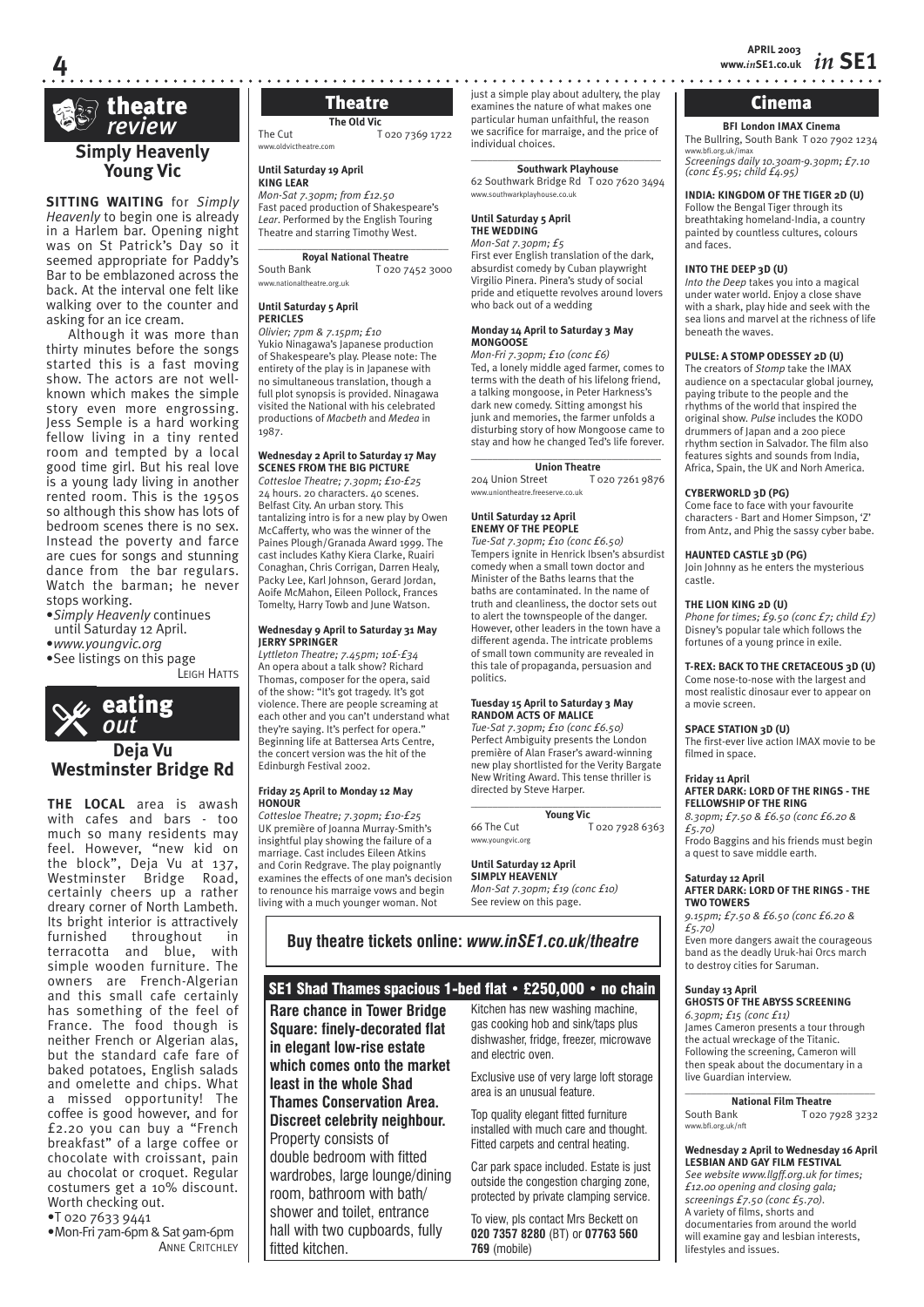## theatre review

### Simply Heavenly
### Young Vic

**SITTING WAITING** for *Simply Heavenly* to begin one is already in a Harlem bar. Opening night was on St Patrick's Day so it seemed appropriate for Paddy's Bar to be emblazoned across the back. At the interval one felt like walking over to the counter and asking for an ice cream.

Although it was more than thirty minutes before the songs started this is a fast moving show. The actors are not well-known which makes the simple story even more engrossing. Jess Semple is a hard working fellow living in a tiny rented room and tempted by a local good time girl. But his real love is a young lady living in another rented room. This is the 1950s so although this show has lots of bedroom scenes there is no sex. Instead the poverty and farce are cues for songs and stunning dance from the bar regulars. Watch the barman; he never stops working.

- *Simply Heavenly* continues until Saturday 12 April.
- *www.youngvic.org*
- See listings on this page

LEIGH HATTS

## eating out

### Deja Vu
### Westminster Bridge Rd

**THE LOCAL** area is awash with cafes and bars - too much so many residents may feel. However, "new kid on the block", Deja Vu at 137, Westminster Bridge Road, certainly cheers up a rather dreary corner of North Lambeth. Its bright interior is attractively furnished throughout in terracotta and blue, with simple wooden furniture. The owners are French-Algerian and this small cafe certainly has something of the feel of France. The food though is neither French or Algerian alas, but the standard cafe fare of baked potatoes, English salads and omelette and chips. What a missed opportunity! The coffee is good however, and for £2.20 you can buy a "French breakfast" of a large coffee or chocolate with croissant, pain au chocolat or croquet. Regular costumers get a 10% discount. Worth checking out.

- T 020 7633 9441
- Mon-Fri 7am-6pm & Sat 9am-6pm

ANNE CRITCHLEY

## Theatre

**The Old Vic**
The Cut T 020 7369 1722
www.oldvictheatre.com

**Until Saturday 19 April**
**KING LEAR**
*Mon-Sat 7.30pm; from £12.50*
Fast paced production of Shakespeare's *Lear*. Performed by the English Touring Theatre and starring Timothy West.

**Royal National Theatre**
South Bank T 020 7452 3000
www.nationaltheatre.org.uk

**Until Saturday 5 April**
**PERICLES**
*Olivier; 7pm & 7.15pm; £10*
Yukio Ninagawa's Japanese production of Shakespeare's play. Please note: The entirety of the play is in Japanese with no simultaneous translation, though a full plot synopsis is provided. Ninagawa visited the National with his celebrated productions of *Macbeth* and *Medea* in 1987.

**Wednesday 2 April to Saturday 17 May**
**SCENES FROM THE BIG PICTURE**
*Cottesloe Theatre; 7.30pm; £10-£25*
24 hours. 20 characters. 40 scenes. Belfast City. An urban story. This tantalizing intro is for a new play by Owen McCafferty, who was the winner of the Paines Plough/Granada Award 1999. The cast includes Kathy Kiera Clarke, Ruairi Conaghan, Chris Corrigan, Darren Healy, Packy Lee, Karl Johnson, Gerard Jordan, Aoife McMahon, Eileen Pollock, Frances Tomelty, Harry Towb and June Watson.

**Wednesday 9 April to Saturday 31 May**
**JERRY SPRINGER**
*Lyttleton Theatre; 7.45pm; 10£-£34*
An opera about a talk show? Richard Thomas, composer for the opera, said of the show: "It's got tragedy. It's got violence. There are people screaming at each other and you can't understand what they're saying. It's perfect for opera." Beginning life at Battersea Arts Centre, the concert version was the hit of the Edinburgh Festival 2002.

**Friday 25 April to Monday 12 May**
**HONOUR**
*Cottesloe Theatre; 7.30pm; £10-£25*
UK première of Joanna Murray-Smith's insightful play showing the failure of a marriage. Cast includes Eileen Atkins and Corin Redgrave. The play poignantly examines the effects of one man's decision to renounce his marraige vows and begin living with a much younger woman. Not just a simple play about adultery, the play examines the nature of what makes one particular human unfaithful, the reason we sacrifice for marraige, and the price of individual choices.

**Southwark Playhouse**
62 Southwark Bridge Rd T 020 7620 3494
www.southwarkplayhouse.co.uk

**Until Saturday 5 April**
**THE WEDDING**
*Mon-Sat 7.30pm; £5*
First ever English translation of the dark, absurdist comedy by Cuban playwright Virgilio Pinera. Pinera's study of social pride and etiquette revolves around lovers who back out of a wedding

**Monday 14 April to Saturday 3 May**
**MONGOOSE**
*Mon-Fri 7.30pm; £10 (conc £6)*
Ted, a lonely middle aged farmer, comes to terms with the death of his lifelong friend, a talking mongoose, in Peter Harkness's dark new comedy. Sitting amongst his junk and memories, the farmer unfolds a disturbing story of how Mongoose came to stay and how he changed Ted's life forever.

**Union Theatre**
204 Union Street T 020 7261 9876
www.uniontheatre.freeserve.co.uk

**Until Saturday 12 April**
**ENEMY OF THE PEOPLE**
*Tue-Sat 7.30pm; £10 (conc £6.50)*
Tempers ignite in Henrick Ibsen's absurdist comedy when a small town doctor and Minister of the Baths learns that the baths are contaminated. In the name of truth and cleanliness, the doctor sets out to alert the townspeople of the danger. However, other leaders in the town have a different agenda. The intricate problems of small town community are revealed in this tale of propaganda, persuasion and politics.

**Tuesday 15 April to Saturday 3 May**
**RANDOM ACTS OF MALICE**
*Tue-Sat 7.30pm; £10 (conc £6.50)*
Perfect Ambiguity presents the London première of Alan Fraser's award-winning new play shortlisted for the Verity Bargate New Writing Award. This tense thriller is directed by Steve Harper.

**Young Vic**
66 The Cut T 020 7928 6363
www.youngvic.org

**Until Saturday 12 April**
**SIMPLY HEAVENLY**
*Mon-Sat 7.30pm; £19 (conc £10)*
See review on this page.

**Buy theatre tickets online: *www.inSE1.co.uk/theatre***

## Cinema

**BFI London IMAX Cinema**
The Bullring, South Bank T 020 7902 1234
www.bfi.org.uk/imax
*Screenings daily 10.30am-9.30pm; £7.10 (conc £5.95; child £4.95)*

**INDIA: KINGDOM OF THE TIGER 2D (U)**
Follow the Bengal Tiger through its breathtaking homeland-India, a country painted by countless cultures, colours and faces.

**INTO THE DEEP 3D (U)**
*Into the Deep* takes you into a magical under water world. Enjoy a close shave with a shark, play hide and seek with the sea lions and marvel at the richness of life beneath the waves.

**PULSE: A STOMP ODESSEY 2D (U)**
The creators of *Stomp* take the IMAX audience on a spectacular global journey, paying tribute to the people and the rhythms of the world that inspired the original show. *Pulse* includes the KODO drummers of Japan and a 200 piece rhythm section in Salvador. The film also features sights and sounds from India, Africa, Spain, the UK and North America.

**CYBERWORLD 3D (PG)**
Come face to face with your favourite characters - Bart and Homer Simpson, 'Z' from Antz, and Phig the sassy cyber babe.

**HAUNTED CASTLE 3D (PG)**
Join Johnny as he enters the mysterious castle.

**THE LION KING 2D (U)**
*Phone for times; £9.50 (conc £7; child £7)*
Disney's popular tale which follows the fortunes of a young prince in exile.

**T-REX: BACK TO THE CRETACEOUS 3D (U)**
Come nose-to-nose with the largest and most realistic dinosaur ever to appear on a movie screen.

**SPACE STATION 3D (U)**
The first-ever live action IMAX movie to be filmed in space.

**Friday 11 April**
**AFTER DARK: LORD OF THE RINGS - THE FELLOWSHIP OF THE RING**
*8.30pm; £7.50 & £6.50 (conc £6.20 & £5.70)*
Frodo Baggins and his friends must begin a quest to save middle earth.

**Saturday 12 April**
**AFTER DARK: LORD OF THE RINGS - THE TWO TOWERS**
*9.15pm; £7.50 & £6.50 (conc £6.20 & £5.70)*
Even more dangers await the courageous band as the deadly Uruk-hai Orcs march to destroy cities for Saruman.

**Sunday 13 April**
**GHOSTS OF THE ABYSS SCREENING**
*6.30pm; £15 (conc £11)*
James Cameron presents a tour through the actual wreckage of the Titanic. Following the screening, Cameron will then speak about the documentary in a live Guardian interview.

**National Film Theatre**
South Bank T 020 7928 3232
www.bfi.org.uk/nft

**Wednesday 2 April to Wednesday 16 April**
**LESBIAN AND GAY FILM FESTIVAL**
*See website www.llgff.org.uk for times; £12.00 opening and closing gala; screenings £7.50 (conc £5.70).*
A variety of films, shorts and documentaries from around the world will examine gay and lesbian interests, lifestyles and issues.

## SE1 Shad Thames spacious 1-bed flat • £250,000 • no chain

**Rare chance in Tower Bridge Square: finely-decorated flat in elegant low-rise estate which comes onto the market least in the whole Shad Thames Conservation Area. Discreet celebrity neighbour.**

Property consists of double bedroom with fitted wardrobes, large lounge/dining room, bathroom with bath/ shower and toilet, entrance hall with two cupboards, fully fitted kitchen.

Kitchen has new washing machine, gas cooking hob and sink/taps plus dishwasher, fridge, freezer, microwave and electric oven.

Exclusive use of very large loft storage area is an unusual feature.

Top quality elegant fitted furniture installed with much care and thought. Fitted carpets and central heating.

Car park space included. Estate is just outside the congestion charging zone, protected by private clamping service.

To view, pls contact Mrs Beckett on **020 7357 8280** (BT) or **07763 560 769** (mobile)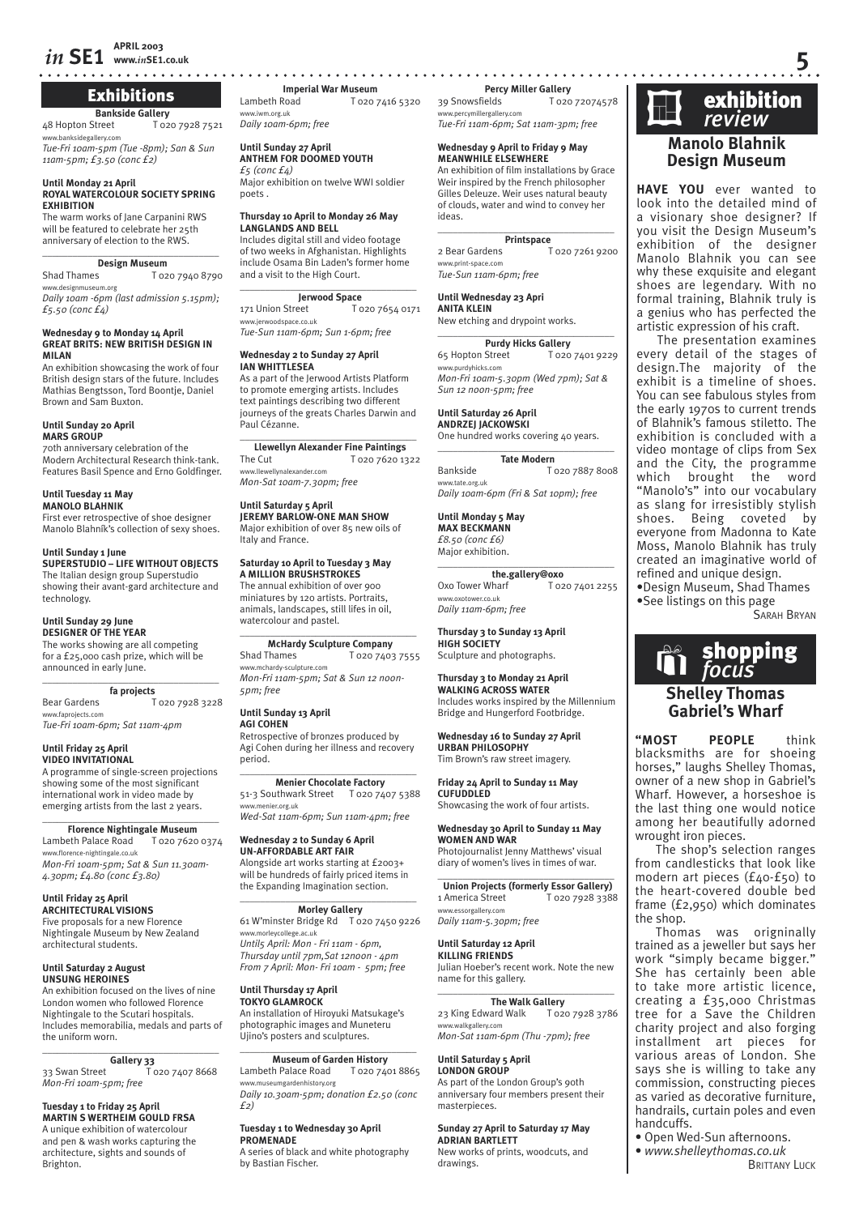## Exhibitions

**Bankside Gallery**
48 Hopton Street T 020 7928 7521
www.banksidegallery.com
*Tue-Fri 10am-5pm (Tue -8pm); San & Sun 11am-5pm; £3.50 (conc £2)*

**Until Monday 21 April**
**ROYAL WATERCOLOUR SOCIETY SPRING EXHIBITION**
The warm works of Jane Carpanini RWS will be featured to celebrate her 25th anniversary of election to the RWS.

**Design Museum**
Shad Thames T 020 7940 8790
www.designmuseum.org
*Daily 10am -6pm (last admission 5.15pm); £5.50 (conc £4)*

**Wednesday 9 to Monday 14 April**
**GREAT BRITS: NEW BRITISH DESIGN IN MILAN**
An exhibition showcasing the work of four British design stars of the future. Includes Mathias Bengtsson, Tord Boontje, Daniel Brown and Sam Buxton.

**Until Sunday 20 April**
**MARS GROUP**
70th anniversary celebration of the Modern Architectural Research think-tank. Features Basil Spence and Erno Goldfinger.

**Until Tuesday 11 May**
**MANOLO BLAHNIK**
First ever retrospective of shoe designer Manolo Blahník's collection of sexy shoes.

**Until Sunday 1 June**
**SUPERSTUDIO – LIFE WITHOUT OBJECTS**
The Italian design group Superstudio showing their avant-gard architecture and technology.

**Until Sunday 29 June**
**DESIGNER OF THE YEAR**
The works showing are all competing for a £25,000 cash prize, which will be announced in early June.

**fa projects**
Bear Gardens T 020 7928 3228
www.faprojects.com
*Tue-Fri 10am-6pm; Sat 11am-4pm*

**Until Friday 25 April**
**VIDEO INVITATIONAL**
A programme of single-screen projections showing some of the most significant international work in video made by emerging artists from the last 2 years.

**Florence Nightingale Museum**
Lambeth Palace Road T 020 7620 0374
www.florence-nightingale.co.uk
*Mon-Fri 10am-5pm; Sat & Sun 11.30am-4.30pm; £4.80 (conc £3.80)*

**Until Friday 25 April**
**ARCHITECTURAL VISIONS**
Five proposals for a new Florence Nightingale Museum by New Zealand architectural students.

**Until Saturday 2 August**
**UNSUNG HEROINES**
An exhibition focused on the lives of nine London women who followed Florence Nightingale to the Scutari hospitals. Includes memorabilia, medals and parts of the uniform worn.

**Gallery 33**
33 Swan Street T 020 7407 8668
*Mon-Fri 10am-5pm; free*

**Tuesday 1 to Friday 25 April**
**MARTIN S WERTHEIM GOULD FRSA**
A unique exhibition of watercolour and pen & wash works capturing the architecture, sights and sounds of Brighton.

**Imperial War Museum**
Lambeth Road T 020 7416 5320
www.iwm.org.uk
*Daily 10am-6pm; free*

**Until Sunday 27 April**
**ANTHEM FOR DOOMED YOUTH**
*£5 (conc £4)*
Major exhibition on twelve WWI soldier poets .

**Thursday 10 April to Monday 26 May**
**LANGLANDS AND BELL**
Includes digital still and video footage of two weeks in Afghanistan. Highlights include Osama Bin Laden's former home and a visit to the High Court.

**Jerwood Space**
171 Union Street T 020 7654 0171
www.jerwoodspace.co.uk
*Tue-Sun 11am-6pm; Sun 1-6pm; free*

**Wednesday 2 to Sunday 27 April**
**IAN WHITTLESEA**
As a part of the Jerwood Artists Platform to promote emerging artists. Includes text paintings describing two different journeys of the greats Charles Darwin and Paul Cézanne.

**Llewellyn Alexander Fine Paintings**
The Cut T 020 7620 1322
www.llewellynalexander.com
*Mon-Sat 10am-7.30pm; free*

**Until Saturday 5 April**
**JEREMY BARLOW-ONE MAN SHOW**
Major exhibition of over 85 new oils of Italy and France.

**Saturday 10 April to Tuesday 3 May**
**A MILLION BRUSHSTROKES**
The annual exhibition of over 900 miniatures by 120 artists. Portraits, animals, landscapes, still lifes in oil, watercolour and pastel.

**McHardy Sculpture Company**
Shad Thames T 020 7403 7555
www.mchardy-sculpture.com
*Mon-Fri 11am-5pm; Sat & Sun 12 noon-5pm; free*

**Until Sunday 13 April**
**AGI COHEN**
Retrospective of bronzes produced by Agi Cohen during her illness and recovery period.

**Menier Chocolate Factory**
51-3 Southwark Street T 020 7407 5388
www.menier.org.uk
*Wed-Sat 11am-6pm; Sun 11am-4pm; free*

**Wednesday 2 to Sunday 6 April**
**UN-AFFORDABLE ART FAIR**
Alongside art works starting at £2003+ will be hundreds of fairly priced items in the Expanding Imagination section.

**Morley Gallery**
61 W'minster Bridge Rd T 020 7450 9226
www.morleycollege.ac.uk
*Until5 April: Mon - Fri 11am - 6pm, Thursday until 7pm,Sat 12noon - 4pm From 7 April: Mon- Fri 10am - 5pm; free*

**Until Thursday 17 April**
**TOKYO GLAMROCK**
An installation of Hiroyuki Matsukage's photographic images and Muneteru Ujino's posters and sculptures.

**Museum of Garden History**
Lambeth Palace Road T 020 7401 8865
www.museumgardenhistory.org
*Daily 10.30am-5pm; donation £2.50 (conc £2)*

**Tuesday 1 to Wednesday 30 April**
**PROMENADE**
A series of black and white photography by Bastian Fischer.

**Percy Miller Gallery**
39 Snowsfields T 020 72074578
www.percymillergallery.com
*Tue-Fri 11am-6pm; Sat 11am-3pm; free*

**Wednesday 9 April to Friday 9 May**
**MEANWHILE ELSEWHERE**
An exhibition of film installations by Grace Weir inspired by the French philosopher Gilles Deleuze. Weir uses natural beauty of clouds, water and wind to convey her ideas.

**Printspace**
2 Bear Gardens T 020 7261 9200
www.print-space.com
*Tue-Sun 11am-6pm; free*

**Until Wednesday 23 Apri**
**ANITA KLEIN**
New etching and drypoint works.

**Purdy Hicks Gallery**
65 Hopton Street T 020 7401 9229
www.purdyhicks.com
*Mon-Fri 10am-5.30pm (Wed 7pm); Sat & Sun 12 noon-5pm; free*

**Until Saturday 26 April**
**ANDRZEJ JACKOWSKI**
One hundred works covering 40 years.

**Tate Modern**
Bankside T 020 7887 8008
www.tate.org.uk
*Daily 10am-6pm (Fri & Sat 10pm); free*

**Until Monday 5 May**
**MAX BECKMANN**
*£8.50 (conc £6)*
Major exhibition.

**the.gallery@oxo**
Oxo Tower Wharf T 020 7401 2255
www.oxotower.co.uk
*Daily 11am-6pm; free*

**Thursday 3 to Sunday 13 April**
**HIGH SOCIETY**
Sculpture and photographs.

**Thursday 3 to Monday 21 April**
**WALKING ACROSS WATER**
Includes works inspired by the Millennium Bridge and Hungerford Footbridge.

**Wednesday 16 to Sunday 27 April**
**URBAN PHILOSOPHY**
Tim Brown's raw street imagery.

**Friday 24 April to Sunday 11 May**
**CUFUDDLED**
Showcasing the work of four artists.

**Wednesday 30 April to Sunday 11 May**
**WOMEN AND WAR**
Photojournalist Jenny Matthews' visual diary of women's lives in times of war.

**Union Projects (formerly Essor Gallery)**
1 America Street T 020 7928 3388
www.essorgallery.com
*Daily 11am-5.30pm; free*

**Until Saturday 12 April**
**KILLING FRIENDS**
Julian Hoeber's recent work. Note the new name for this gallery.

**The Walk Gallery**
23 King Edward Walk T 020 7928 3786
www.walkgallery.com
*Mon-Sat 11am-6pm (Thu -7pm); free*

**Until Saturday 5 April**
**LONDON GROUP**
As part of the London Group's 90th anniversary four members present their masterpieces.

**Sunday 27 April to Saturday 17 May**
**ADRIAN BARTLETT**
New works of prints, woodcuts, and drawings.

## exhibition *review*

### Manolo Blahnik Design Museum

**HAVE YOU** ever wanted to look into the detailed mind of a visionary shoe designer? If you visit the Design Museum's exhibition of the designer Manolo Blahnik you can see why these exquisite and elegant shoes are legendary. With no formal training, Blahnik truly is a genius who has perfected the artistic expression of his craft.

The presentation examines every detail of the stages of design.The majority of the exhibit is a timeline of shoes. You can see fabulous styles from the early 1970s to current trends of Blahnik's famous stiletto. The exhibition is concluded with a video montage of clips from Sex and the City, the programme which brought the word "Manolo's" into our vocabulary as slang for irresistibly stylish shoes. Being coveted by everyone from Madonna to Kate Moss, Manolo Blahnik has truly created an imaginative world of refined and unique design.

•Design Museum, Shad Thames
•See listings on this page

SARAH BRYAN

## shopping *focus*

### Shelley Thomas Gabriel's Wharf

**"MOST PEOPLE** think blacksmiths are for shoeing horses," laughs Shelley Thomas, owner of a new shop in Gabriel's Wharf. However, a horseshoe is the last thing one would notice among her beautifully adorned wrought iron pieces.

The shop's selection ranges from candlesticks that look like modern art pieces (£40-£50) to the heart-covered double bed frame (£2,950) which dominates the shop.

Thomas was origninally trained as a jeweller but says her work "simply became bigger." She has certainly been able to take more artistic licence, creating a £35,000 Christmas tree for a Save the Children charity project and also forging installment art pieces for various areas of London. She says she is willing to take any commission, constructing pieces as varied as decorative furniture, handrails, curtain poles and even handcuffs.

- Open Wed-Sun afternoons.
- *www.shelleythomas.co.uk*

BRITTANY LUCK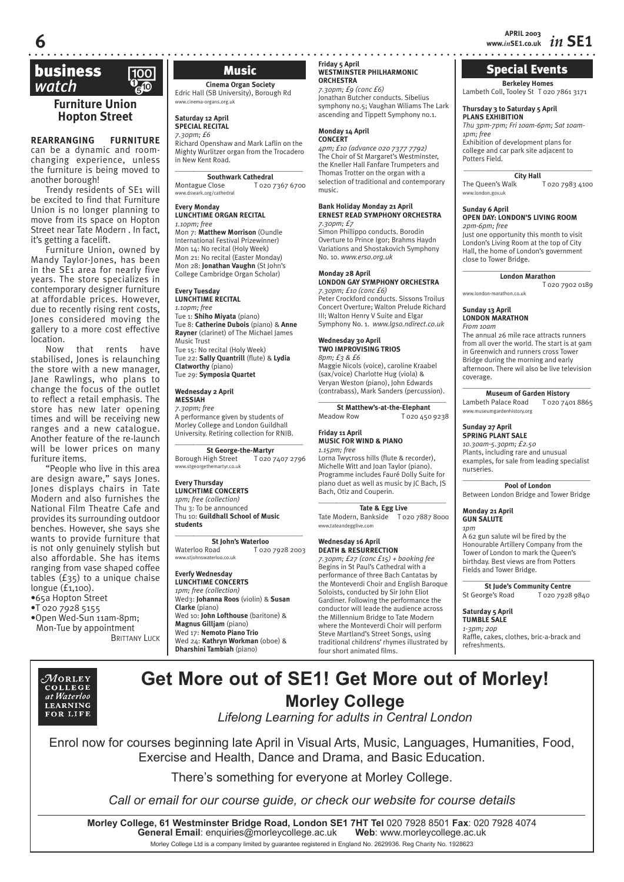## business watch

### Furniture Union Hopton Street

**REARRANGING FURNITURE** can be a dynamic and room-changing experience, unless the furniture is being moved to another borough!

Trendy residents of SE1 will be excited to find that Furniture Union is no longer planning to move from its space on Hopton Street near Tate Modern . In fact, it's getting a facelift.

Furniture Union, owned by Mandy Taylor-Jones, has been in the SE1 area for nearly five years. The store specializes in contemporary designer furniture at affordable prices. However, due to recently rising rent costs, Jones considered moving the gallery to a more cost effective location.

Now that rents have stabilised, Jones is relaunching the store with a new manager, Jane Rawlings, who plans to change the focus of the outlet to reflect a retail emphasis. The store has new later opening times and will be receiving new ranges and a new catalogue. Another feature of the re-launch will be lower prices on many furiture items.

"People who live in this area are design aware," says Jones. Jones displays chairs in Tate Modern and also furnishes the National Film Theatre Cafe and provides its surrounding outdoor benches. However, she says she wants to provide furniture that is not only genuinely stylish but also affordable. She has items ranging from vase shaped coffee tables (£35) to a unique chaise longue (£1,100).

- 65a Hopton Street
- T 020 7928 5155
- Open Wed-Sun 11am-8pm; Mon-Tue by appointment

BRITTANY LUCK

## Music

**Cinema Organ Society**
Edric Hall (SB University), Borough Rd
www.cinema-organs.org.uk

**Saturday 12 April**
**SPECIAL RECITAL**
*7.30pm; £6*
Richard Openshaw and Mark Laflin on the Mighty Wurlitzer organ from the Trocadero in New Kent Road.

**Southwark Cathedral**
Montague Close T 020 7367 6700
www.dswark.org/cathedral

**Every Monday**
**LUNCHTIME ORGAN RECITAL**
*1.10pm; free*
Mon 7: **Matthew Morrison** (Oundle International Festival Prizewinner)
Mon 14: No recital (Holy Week)
Mon 21: No recital (Easter Monday)
Mon 28: **Jonathan Vaughn** (St John's College Cambridge Organ Scholar)

**Every Tuesday**
**LUNCHTIME RECITAL**
*1.10pm; free*
Tue 1: **Shiho Miyata** (piano)
Tue 8: **Catherine Dubois** (piano) & **Anne Rayner** (clarinet) of The Michael James Music Trust
Tue 15: No recital (Holy Week)
Tue 22: **Sally Quantrill** (flute) & **Lydia Clatworthy** (piano)
Tue 29: **Symposia Quartet**

**Wednesday 2 April**
**MESSIAH**
*7.30pm; free*
A performance given by students of Morley College and London Guildhall University. Retiring collection for RNIB.

**St George-the-Martyr**
Borough High Street T 020 7407 2796
www.stgeorgethemartyr.co.uk

**Every Thursday**
**LUNCHTIME CONCERTS**
*1pm; free (collection)*
Thu 3: To be announced
Thu 10: **Guildhall School of Music students**

**St John's Waterloo**
Waterloo Road T 020 7928 2003
www.stjohnswaterloo.co.uk

**Everfy Wednesday**
**LUNCHTIME CONCERTS**
*1pm; free (collection)*
Wed3: **Johanna Roos** (violin) & **Susan Clarke** (piano)
Wed 10: **John Lofthouse** (baritone) & **Magnus Gilljam** (piano)
Wed 17: **Nemoto Piano Trio**
Wed 24: **Kathryn Workman** (oboe) & **Dharshini Tambiah** (piano)

**Friday 5 April**
**WESTMINSTER PHILHARMONIC ORCHESTRA**
*7.30pm; £9 (conc £6)*
Jonathan Butcher conducts. Sibelius symphony no.5; Vaughan Wiliams The Lark ascending and Tippett Symphony no.1.

**Monday 14 April**
**CONCERT**
*4pm; £10 (advance 020 7377 7792)*
The Choir of St Margaret's Westminster, the Kneller Hall Fanfare Trumpeters and Thomas Trotter on the organ with a selection of traditional and contemporary music.

**Bank Holiday Monday 21 April**
**ERNEST READ SYMPHONY ORCHESTRA**
*7.30pm; £7*
Simon Phillippo conducts. Borodin Overture to Prince Igor; Brahms Haydn Variations and Shostakovich Symphony No. 10. *www.erso.org.uk*

**Monday 28 April**
**LONDON GAY SYMPHONY ORCHESTRA**
*7.30pm; £10 (conc £6)*
Peter Crockford conducts. Sissons Troilus Concert Overture; Walton Prelude Richard III; Walton Henry V Suite and Elgar Symphony No. 1. *www.lgso.ndirect.co.uk*

**Wednesday 30 April**
**TWO IMPROVISING TRIOS**
*8pm; £3 & £6*
Maggie Nicols (voice), caroline Kraabel (sax/voice) Charlotte Hug (viola) & Veryan Weston (piano), John Edwards (contrabass), Mark Sanders (percussion).

**St Matthew's-at-the-Elephant**
Meadow Row T 020 450 9238

**Friday 11 April**
**MUSIC FOR WIND & PIANO**
*1.15pm; free*
Lorna Twycross hills (flute & recorder), Michelle Witt and Joan Taylor (piano). Programme includes Fauré Dolly Suite for piano duet as well as music by JC Bach, JS Bach, Otiz and Couperin.

**Tate & Egg Live**
Tate Modern, Bankside T 020 7887 8000
www.tateandegglive.com

**Wednesday 16 April**
**DEATH & RESURRECTION**
*7.30pm; £27 (conc £15) + booking fee*
Begins in St Paul's Cathedral with a performance of three Bach Cantatas by the Monteverdi Choir and English Baroque Soloists, conducted by Sir John Eliot Gardiner. Following the performance the conductor will leade the audience across the Millennium Bridge to Tate Modern where the Monteverdi Choir will perform Steve Martland's Street Songs, using traditional childrens' rhymes illustrated by four short animated films.

## Special Events

**Berkeley Homes**
Lambeth Coll, Tooley St T 020 7861 3171

**Thursday 3 to Saturday 5 April**
**PLANS EXHIBITION**
*Thu 3pm-7pm; Fri 10am-6pm; Sat 10am-1pm; free*
Exhibition of development plans for college and car park site adjacent to Potters Field.

**City Hall**
The Queen's Walk T 020 7983 4100
www.london.gov.uk

**Sunday 6 April**
**OPEN DAY: LONDON'S LIVING ROOM**
*2pm-6pm; free*
Just one opportunity this month to visit London's Living Room at the top of City Hall, the home of London's government close to Tower Bridge.

**London Marathon**
T 020 7902 0189
www.london-marathon.co.uk

**Sunday 13 April**
**LONDON MARATHON**
*From 10am*
The annual 26 mile race attracts runners from all over the world. The start is at 9am in Greenwich and runners cross Tower Bridge during the morning and early afternoon. There wil also be live television coverage.

**Museum of Garden History**
Lambeth Palace Road T 020 7401 8865
www.museumgardenhistory.org

**Sunday 27 April**
**SPRING PLANT SALE**
*10.30am-5.30pm; £2.50*
Plants, including rare and unusual examples, for sale from leading specialist nurseries.

**Pool of London**
Between London Bridge and Tower Bridge

**Monday 21 April**
**GUN SALUTE**
*1pm*
A 62 gun salute wil be fired by the Honourable Artillery Company from the Tower of London to mark the Queen's birthday. Best views are from Potters Fields and Tower Bridge.

**St Jude's Community Centre**
St George's Road T 020 7928 9840

**Saturday 5 April**
**TUMBLE SALE**
*1-3pm; 20p*
Raffle, cakes, clothes, bric-a-brack and refreshments.

MORLEY COLLEGE at Waterloo LEARNING FOR LIFE

# Get More out of SE1! Get More out of Morley!

## Morley College

*Lifelong Learning for adults in Central London*

Enrol now for courses beginning late April in Visual Arts, Music, Languages, Humanities, Food, Exercise and Health, Dance and Drama, and Basic Education.

There's something for everyone at Morley College.

*Call or email for our course guide, or check our website for course details*

**Morley College, 61 Westminster Bridge Road, London SE1 7HT Tel** 020 7928 8501 **Fax**: 020 7928 4074
**General Email**: enquiries@morleycollege.ac.uk **Web**: www.morleycollege.ac.uk

Morley College Ltd is a company limited by guarantee registered in England No. 2629936. Reg Charity No. 1928623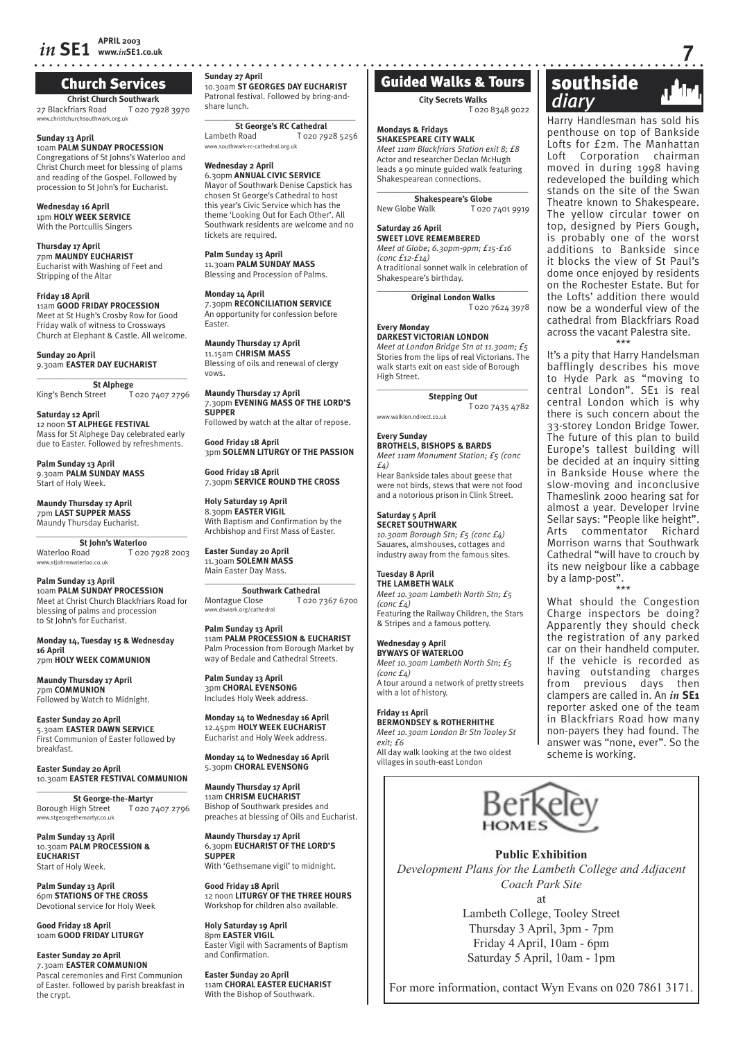## Church Services

**Christ Church Southwark**
27 Blackfriars Road T 020 7928 3970
www.christchurchsouthwark.org.uk

**Sunday 13 April**
10am **PALM SUNDAY PROCESSION**
Congregations of St Johns's Waterloo and Christ Church meet for blessing of plams and reading of the Gospel. Followed by procession to St John's for Eucharist.

**Wednesday 16 April**
1pm **HOLY WEEK SERVICE**
With the Portcullis Singers

**Thursday 17 April**
7pm **MAUNDY EUCHARIST**
Eucharist with Washing of Feet and Stripping of the Altar

**Friday 18 April**
11am **GOOD FRIDAY PROCESSION**
Meet at St Hugh's Crosby Row for Good Friday walk of witness to Crossways Church at Elephant & Castle. All welcome.

**Sunday 20 April**
9.30am **EASTER DAY EUCHARIST**

**St Alphege**
King's Bench Street T 020 7407 2796

**Saturday 12 April**
12 noon **ST ALPHEGE FESTIVAL**
Mass for St Alphege Day celebrated early due to Easter. Followed by refreshments.

**Palm Sunday 13 April**
9.30am **PALM SUNDAY MASS**
Start of Holy Week.

**Maundy Thursday 17 April**
7pm **LAST SUPPER MASS**
Maundy Thursday Eucharist.

**St John's Waterloo**
Waterloo Road T 020 7928 2003
www.stjohnswaterloo.co.uk

**Palm Sunday 13 April**
10am **PALM SUNDAY PROCESSION**
Meet at Christ Church Blackfriars Road for blessing of palms and procession to St John's for Eucharist.

**Monday 14, Tuesday 15 & Wednesday 16 April**
7pm **HOLY WEEK COMMUNION**

**Maundy Thursday 17 April**
7pm **COMMUNION**
Followed by Watch to Midnight.

**Easter Sunday 20 April**
5.30am **EASTER DAWN SERVICE**
First Communion of Easter followed by breakfast.

**Easter Sunday 20 April**
10.30am **EASTER FESTIVAL COMMUNION**

**St George-the-Martyr**
Borough High Street T 020 7407 2796
www.stgeorgethemartyr.co.uk

**Palm Sunday 13 April**
10.30am **PALM PROCESSION & EUCHARIST**
Start of Holy Week.

**Palm Sunday 13 April**
6pm **STATIONS OF THE CROSS**
Devotional service for Holy Week

**Good Friday 18 April**
10am **GOOD FRIDAY LITURGY**

**Easter Sunday 20 April**
7.30am **EASTER COMMUNION**
Pascal ceremonies and First Communion of Easter. Followed by parish breakfast in the crypt.

**Sunday 27 April**
10.30am **ST GEORGES DAY EUCHARIST**
Patronal festival. Followed by bring-and-share lunch.

**St George's RC Cathedral**
Lambeth Road T 020 7928 5256
www.southwark-rc-cathedral.org.uk

**Wednesday 2 April**
6.30pm **ANNUAL CIVIC SERVICE**
Mayor of Southwark Denise Capstick has chosen St George's Cathedral to host this year's Civic Service which has the theme 'Looking Out for Each Other'. All Southwark residents are welcome and no tickets are required.

**Palm Sunday 13 April**
11.30am **PALM SUNDAY MASS**
Blessing and Procession of Palms.

**Monday 14 April**
7.30pm **RECONCILIATION SERVICE**
An opportunity for confession before Easter.

**Maundy Thursday 17 April**
11.15am **CHRISM MASS**
Blessing of oils and renewal of clergy vows.

**Maundy Thursday 17 April**
7.30pm **EVENING MASS OF THE LORD'S SUPPER**
Followed by watch at the altar of repose.

**Good Friday 18 April**
3pm **SOLEMN LITURGY OF THE PASSION**

**Good Friday 18 April**
7.30pm **SERVICE ROUND THE CROSS**

**Holy Saturday 19 April**
8.30pm **EASTER VIGIL**
With Baptism and Confirmation by the Archbishop and First Mass of Easter.

**Easter Sunday 20 April**
11.30am **SOLEMN MASS**
Main Easter Day Mass.

**Southwark Cathedral**
Montague Close T 020 7367 6700
www.dswark.org/cathedral

**Palm Sunday 13 April**
11am **PALM PROCESSION & EUCHARIST**
Palm Procession from Borough Market by way of Bedale and Cathedral Streets.

**Palm Sunday 13 April**
3pm **CHORAL EVENSONG**
Includes Holy Week address.

**Monday 14 to Wednesday 16 April**
12.45pm **HOLY WEEK EUCHARIST**
Eucharist and Holy Week address.

**Monday 14 to Wednesday 16 April**
5.30pm **CHORAL EVENSONG**

**Maundy Thursday 17 April**
11am **CHRISM EUCHARIST**
Bishop of Southwark presides and preaches at blessing of Oils and Eucharist.

**Maundy Thursday 17 April**
6.30pm **EUCHARIST OF THE LORD'S SUPPER**
With 'Gethsemane vigil' to midnight.

**Good Friday 18 April**
12 noon **LITURGY OF THE THREE HOURS**
Workshop for children also available.

**Holy Saturday 19 April**
8pm **EASTER VIGIL**
Easter Vigil with Sacraments of Baptism and Confirmation.

**Easter Sunday 20 April**
11am **CHORAL EASTER EUCHARIST**
With the Bishop of Southwark.

## Guided Walks & Tours

**City Secrets Walks**
T 020 8348 9022

**Mondays & Fridays**
**SHAKESPEARE CITY WALK**
*Meet 11am Blackfriars Station exit 8; £8*
Actor and researcher Declan McHugh leads a 90 minute guided walk featuring Shakespearean connections.

**Shakespeare's Globe**
New Globe Walk T 020 7401 9919

**Saturday 26 April**
**SWEET LOVE REMEMBERED**
*Meet at Globe; 6.30pm-9pm; £15-£16 (conc £12-£14)*
A traditional sonnet walk in celebration of Shakespeare's birthday.

**Original London Walks**
T 020 7624 3978

**Every Monday**
**DARKEST VICTORIAN LONDON**
*Meet at London Bridge Stn at 11.30am; £5*
Stories from the lips of real Victorians. The walk starts exit on east side of Borough High Street.

**Stepping Out**
T 020 7435 4782
www.walklon.ndirect.co.uk

**Every Sunday**
**BROTHELS, BISHOPS & BARDS**
*Meet 11am Monument Station; £5 (conc £4)*
Hear Bankside tales about geese that were not birds, stews that were not food and a notorious prison in Clink Street.

**Saturday 5 April**
**SECRET SOUTHWARK**
*10.30am Borough Stn; £5 (conc £4)*
Sauares, almshouses, cottages and industry away from the famous sites.

**Tuesday 8 April**
**THE LAMBETH WALK**
*Meet 10.30am Lambeth North Stn; £5 (conc £4)*
Featuring the Railway Children, the Stars & Stripes and a famous pottery.

**Wednesday 9 April**
**BYWAYS OF WATERLOO**
*Meet 10.30am Lambeth North Stn; £5 (conc £4)*
A tour around a network of pretty streets with a lot of history.

**Friday 11 April**
**BERMONDSEY & ROTHERHITHE**
*Meet 10.30am London Br Stn Tooley St exit; £6*
All day walk looking at the two oldest villages in south-east London

## southside diary

Harry Handlesman has sold his penthouse on top of Bankside Lofts for £2m. The Manhattan Loft Corporation chairman moved in during 1998 having redeveloped the building which stands on the site of the Swan Theatre known to Shakespeare. The yellow circular tower on top, designed by Piers Gough, is probably one of the worst additions to Bankside since it blocks the view of St Paul's dome once enjoyed by residents on the Rochester Estate. But for the Lofts' addition there would now be a wonderful view of the cathedral from Blackfriars Road across the vacant Palestra site.

\*\*\*

It's a pity that Harry Handelsman bafflingly describes his move to Hyde Park as "moving to central London". SE1 is real central London which is why there is such concern about the 33-storey London Bridge Tower. The future of this plan to build Europe's tallest building will be decided at an inquiry sitting in Bankside House where the slow-moving and inconclusive Thameslink 2000 hearing sat for almost a year. Developer Irvine Sellar says: "People like height". Arts commentator Richard Morrison warns that Southwark Cathedral "will have to crouch by its new neigbour like a cabbage by a lamp-post".

\*\*\*

What should the Congestion Charge inspectors be doing? Apparently they should check the registration of any parked car on their handheld computer. If the vehicle is recorded as having outstanding charges from previous days then clampers are called in. An *in* **SE1** reporter asked one of the team in Blackfriars Road how many non-payers they had found. The answer was "none, ever". So the scheme is working.

---

**Berkeley HOMES**

**Public Exhibition**

*Development Plans for the Lambeth College and Adjacent Coach Park Site*

at

Lambeth College, Tooley Street
Thursday 3 April, 3pm - 7pm
Friday 4 April, 10am - 6pm
Saturday 5 April, 10am - 1pm

For more information, contact Wyn Evans on 020 7861 3171.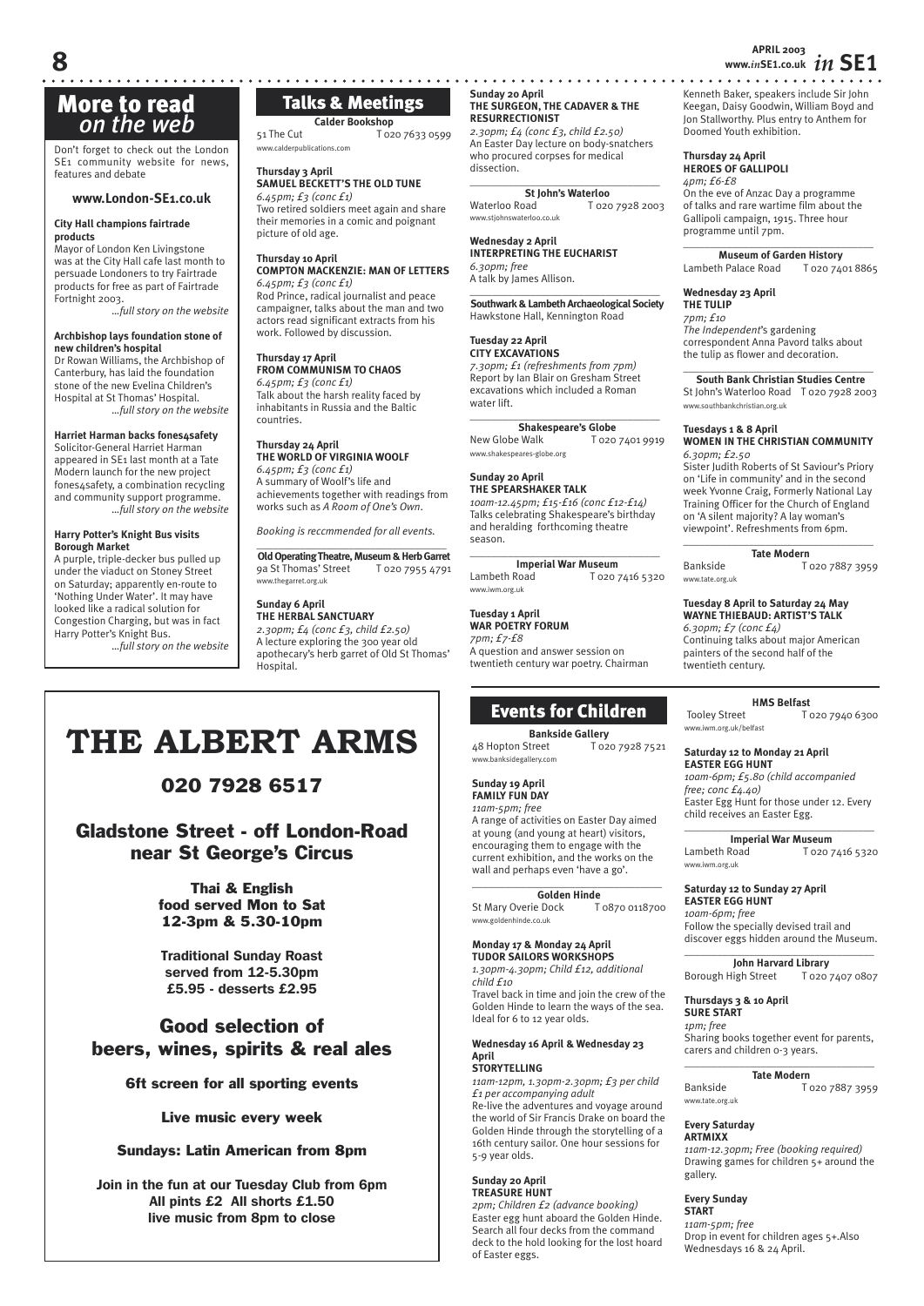# More to read *on the web*

Don't forget to check out the London SE1 community website for news, features and debate

**www.London-SE1.co.uk**

**City Hall champions fairtrade products**

Mayor of London Ken Livingstone was at the City Hall cafe last month to persuade Londoners to try Fairtrade products for free as part of Fairtrade Fortnight 2003.

*...full story on the website*

**Archbishop lays foundation stone of new children's hospital**

Dr Rowan Williams, the Archbishop of Canterbury, has laid the foundation stone of the new Evelina Children's Hospital at St Thomas' Hospital.

*...full story on the website*

**Harriet Harman backs fones4safety**

Solicitor-General Harriet Harman appeared in SE1 last month at a Tate Modern launch for the new project fones4safety, a combination recycling and community support programme.

*...full story on the website*

**Harry Potter's Knight Bus visits Borough Market**

A purple, triple-decker bus pulled up under the viaduct on Stoney Street on Saturday; apparently en-route to 'Nothing Under Water'. It may have looked like a radical solution for Congestion Charging, but was in fact Harry Potter's Knight Bus.

*...full story on the website*

## Talks & Meetings

**Calder Bookshop**
51 The Cut T 020 7633 0599
www.calderpublications.com

**Thursday 3 April**
**SAMUEL BECKETT'S THE OLD TUNE**
*6.45pm; £3 (conc £1)*
Two retired soldiers meet again and share their memories in a comic and poignant picture of old age.

**Thursday 10 April**
**COMPTON MACKENZIE: MAN OF LETTERS**
*6.45pm; £3 (conc £1)*
Rod Prince, radical journalist and peace campaigner, talks about the man and two actors read significant extracts from his work. Followed by discussion.

**Thursday 17 April**
**FROM COMMUNISM TO CHAOS**
*6.45pm; £3 (conc £1)*
Talk about the harsh reality faced by inhabitants in Russia and the Baltic countries.

**Thursday 24 April**
**THE WORLD OF VIRGINIA WOOLF**
*6.45pm; £3 (conc £1)*
A summary of Woolf's life and achievements together with readings from works such as *A Room of One's Own*.

*Booking is reccmmended for all events.*

**Old Operating Theatre, Museum & Herb Garret**
9a St Thomas' Street T 020 7955 4791
www.thegarret.org.uk

**Sunday 6 April**
**THE HERBAL SANCTUARY**
*2.30pm; £4 (conc £3, child £2.50)*
A lecture exploring the 300 year old apothecary's herb garret of Old St Thomas' Hospital.

**Sunday 20 April**
**THE SURGEON, THE CADAVER & THE RESURRECTIONIST**
*2.30pm; £4 (conc £3, child £2.50)*
An Easter Day lecture on body-snatchers who procured corpses for medical dissection.

**St John's Waterloo**
Waterloo Road T 020 7928 2003
www.stjohnswaterloo.co.uk

**Wednesday 2 April**
**INTERPRETING THE EUCHARIST**
*6.30pm; free*
A talk by James Allison.

**Southwark & Lambeth Archaeological Society**
Hawkstone Hall, Kennington Road

**Tuesday 22 April**
**CITY EXCAVATIONS**
*7.30pm; £1 (refreshments from 7pm)*
Report by Ian Blair on Gresham Street excavations which included a Roman water lift.

**Shakespeare's Globe**
New Globe Walk T 020 7401 9919
www.shakespeares-globe.org

**Sunday 20 April**
**THE SPEARSHAKER TALK**
*10am-12.45pm; £15-£16 (conc £12-£14)*
Talks celebrating Shakespeare's birthday and heralding forthcoming theatre season.

**Imperial War Museum**
Lambeth Road T 020 7416 5320
www.iwm.org.uk

**Tuesday 1 April**
**WAR POETRY FORUM**
*7pm; £7-£8*
A question and answer session on twentieth century war poetry. Chairman Kenneth Baker, speakers include Sir John Keegan, Daisy Goodwin, William Boyd and Jon Stallworthy. Plus entry to Anthem for Doomed Youth exhibition.

**Thursday 24 April**
**HEROES OF GALLIPOLI**
*4pm; £6-£8*
On the eve of Anzac Day a programme of talks and rare wartime film about the Gallipoli campaign, 1915. Three hour programme until 7pm.

**Museum of Garden History**
Lambeth Palace Road T 020 7401 8865

**Wednesday 23 April**
**THE TULIP**
*7pm; £10*
*The Independent*'s gardening correspondent Anna Pavord talks about the tulip as flower and decoration.

**South Bank Christian Studies Centre**
St John's Waterloo Road T 020 7928 2003
www.southbankchristian.org.uk

**Tuesdays 1 & 8 April**
**WOMEN IN THE CHRISTIAN COMMUNITY**
*6.30pm; £2.50*
Sister Judith Roberts of St Saviour's Priory on 'Life in community' and in the second week Yvonne Craig, Formerly National Lay Training Officer for the Church of England on 'A silent majority? A lay woman's viewpoint'. Refreshments from 6pm.

**Tate Modern**
Bankside T 020 7887 3959
www.tate.org.uk

**Tuesday 8 April to Saturday 24 May**
**WAYNE THIEBAUD: ARTIST'S TALK**
*6.30pm; £7 (conc £4)*
Continuing talks about major American painters of the second half of the twentieth century.

# THE ALBERT ARMS

**020 7928 6517**

**Gladstone Street - off London-Road near St George's Circus**

**Thai & English food served Mon to Sat 12-3pm & 5.30-10pm**

**Traditional Sunday Roast served from 12-5.30pm £5.95 - desserts £2.95**

**Good selection of beers, wines, spirits & real ales**

**6ft screen for all sporting events**

**Live music every week**

**Sundays: Latin American from 8pm**

**Join in the fun at our Tuesday Club from 6pm All pints £2 All shorts £1.50 live music from 8pm to close**

## Events for Children

**Bankside Gallery**
48 Hopton Street T 020 7928 7521
www.banksidegallery.com

**Sunday 19 April**
**FAMILY FUN DAY**
*11am-5pm; free*
A range of activities on Easter Day aimed at young (and young at heart) visitors, encouraging them to engage with the current exhibition, and the works on the wall and perhaps even 'have a go'.

**Golden Hinde**
St Mary Overie Dock T 0870 0118700
www.goldenhinde.co.uk

**Monday 17 & Monday 24 April**
**TUDOR SAILORS WORKSHOPS**
*1.30pm-4.30pm; Child £12, additional child £10*
Travel back in time and join the crew of the Golden Hinde to learn the ways of the sea. Ideal for 6 to 12 year olds.

**Wednesday 16 April & Wednesday 23 April**
**STORYTELLING**
*11am-12pm, 1.30pm-2.30pm; £3 per child £1 per accompanying adult*
Re-live the adventures and voyage around the world of Sir Francis Drake on board the Golden Hinde through the storytelling of a 16th century sailor. One hour sessions for 5-9 year olds.

**Sunday 20 April**
**TREASURE HUNT**
*2pm; Children £2 (advance booking)*
Easter egg hunt aboard the Golden Hinde. Search all four decks from the command deck to the hold looking for the lost hoard of Easter eggs.

**HMS Belfast**
Tooley Street T 020 7940 6300
www.iwm.org.uk/belfast

**Saturday 12 to Monday 21 April**
**EASTER EGG HUNT**
*10am-6pm; £5.80 (child accompanied free; conc £4.40)*
Easter Egg Hunt for those under 12. Every child receives an Easter Egg.

**Imperial War Museum**
Lambeth Road T 020 7416 5320
www.iwm.org.uk

**Saturday 12 to Sunday 27 April**
**EASTER EGG HUNT**
*10am-6pm; free*
Follow the specially devised trail and discover eggs hidden around the Museum.

**John Harvard Library**
Borough High Street T 020 7407 0807

**Thursdays 3 & 10 April**
**SURE START**
*1pm; free*
Sharing books together event for parents, carers and children 0-3 years.

**Tate Modern**
Bankside T 020 7887 3959
www.tate.org.uk

**Every Saturday**
**ARTMIXX**
*11am-12.30pm; Free (booking required)*
Drawing games for children 5+ around the gallery.

**Every Sunday**
**START**
*11am-5pm; free*
Drop in event for children ages 5+.Also Wednesdays 16 & 24 April.